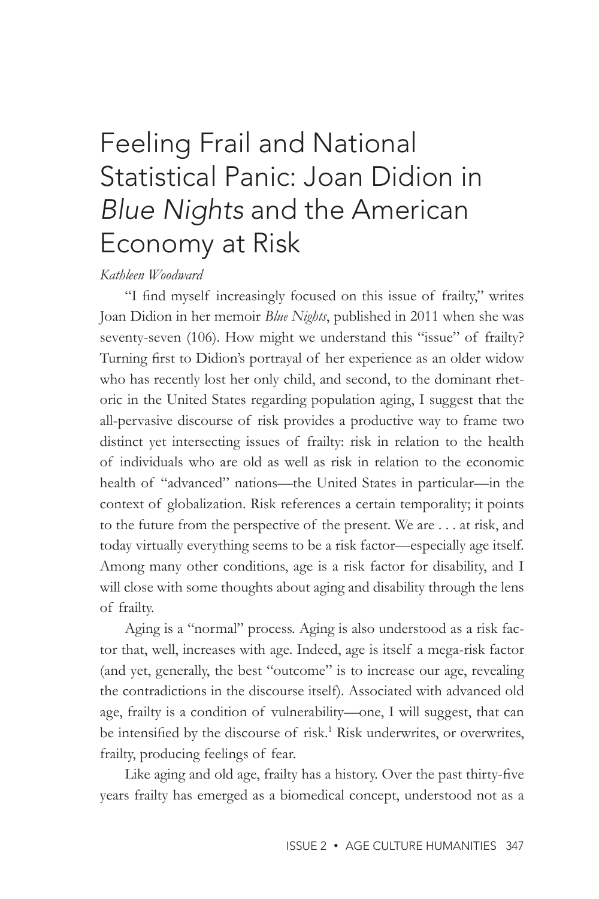# Feeling Frail and National Statistical Panic: Joan Didion in *Blue Nights* and the American Economy at Risk

*Kathleen Woodward*

"I find myself increasingly focused on this issue of frailty," writes Joan Didion in her memoir *Blue Nights*, published in 2011 when she was seventy-seven (106). How might we understand this "issue" of frailty? Turning first to Didion's portrayal of her experience as an older widow who has recently lost her only child, and second, to the dominant rhetoric in the United States regarding population aging, I suggest that the all-pervasive discourse of risk provides a productive way to frame two distinct yet intersecting issues of frailty: risk in relation to the health of individuals who are old as well as risk in relation to the economic health of "advanced" nations—the United States in particular—in the context of globalization. Risk references a certain temporality; it points to the future from the perspective of the present. We are . . . at risk, and today virtually everything seems to be a risk factor—especially age itself. Among many other conditions, age is a risk factor for disability, and I will close with some thoughts about aging and disability through the lens of frailty.

Aging is a "normal" process. Aging is also understood as a risk factor that, well, increases with age. Indeed, age is itself a mega-risk factor (and yet, generally, the best "outcome" is to increase our age, revealing the contradictions in the discourse itself). Associated with advanced old age, frailty is a condition of vulnerability—one, I will suggest, that can be intensified by the discourse of risk.[1] Risk underwrites, or overwrites, frailty, producing feelings of fear.

Like aging and old age, frailty has a history. Over the past thirty-five years frailty has emerged as a biomedical concept, understood not as a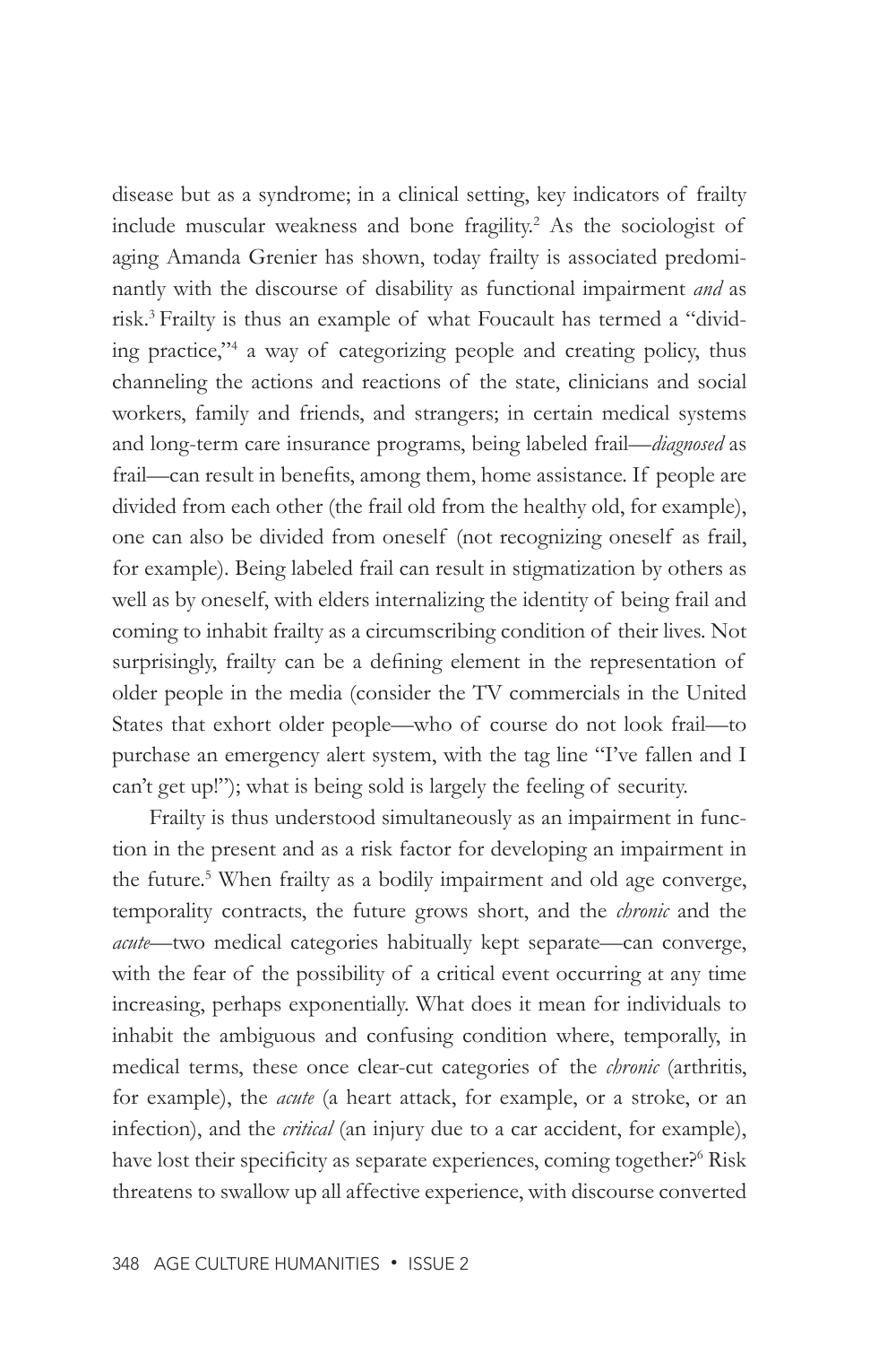disease but as a syndrome; in a clinical setting, key indicators of frailty include muscular weakness and bone fragility.[2] As the sociologist of aging Amanda Grenier has shown, today frailty is associated predominantly with the discourse of disability as functional impairment *and* as risk.[3] Frailty is thus an example of what Foucault has termed a "dividing practice,"[4] a way of categorizing people and creating policy, thus channeling the actions and reactions of the state, clinicians and social workers, family and friends, and strangers; in certain medical systems and long-term care insurance programs, being labeled frail—*diagnosed* as frail—can result in benefits, among them, home assistance. If people are divided from each other (the frail old from the healthy old, for example), one can also be divided from oneself (not recognizing oneself as frail, for example). Being labeled frail can result in stigmatization by others as well as by oneself, with elders internalizing the identity of being frail and coming to inhabit frailty as a circumscribing condition of their lives. Not surprisingly, frailty can be a defining element in the representation of older people in the media (consider the TV commercials in the United States that exhort older people—who of course do not look frail—to purchase an emergency alert system, with the tag line "I've fallen and I can't get up!"); what is being sold is largely the feeling of security.

Frailty is thus understood simultaneously as an impairment in function in the present and as a risk factor for developing an impairment in the future.[5] When frailty as a bodily impairment and old age converge, temporality contracts, the future grows short, and the *chronic* and the *acute*—two medical categories habitually kept separate—can converge, with the fear of the possibility of a critical event occurring at any time increasing, perhaps exponentially. What does it mean for individuals to inhabit the ambiguous and confusing condition where, temporally, in medical terms, these once clear-cut categories of the *chronic* (arthritis, for example), the *acute* (a heart attack, for example, or a stroke, or an infection), and the *critical* (an injury due to a car accident, for example), have lost their specificity as separate experiences, coming together?[6] Risk threatens to swallow up all affective experience, with discourse converted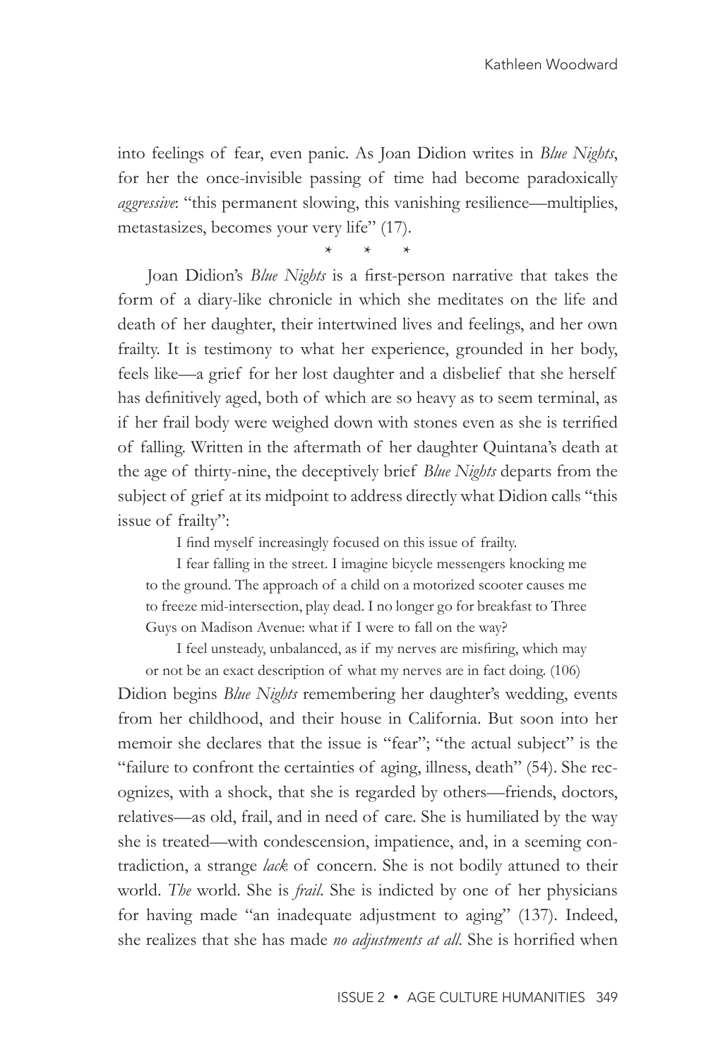into feelings of fear, even panic. As Joan Didion writes in *Blue Nights*, for her the once-invisible passing of time had become paradoxically *aggressive*: "this permanent slowing, this vanishing resilience—multiplies, metastasizes, becomes your very life" (17).

\* \* \*

Joan Didion's *Blue Nights* is a first-person narrative that takes the form of a diary-like chronicle in which she meditates on the life and death of her daughter, their intertwined lives and feelings, and her own frailty. It is testimony to what her experience, grounded in her body, feels like—a grief for her lost daughter and a disbelief that she herself has definitively aged, both of which are so heavy as to seem terminal, as if her frail body were weighed down with stones even as she is terrified of falling. Written in the aftermath of her daughter Quintana's death at the age of thirty-nine, the deceptively brief *Blue Nights* departs from the subject of grief at its midpoint to address directly what Didion calls "this issue of frailty":

> I find myself increasingly focused on this issue of frailty.
>
> I fear falling in the street. I imagine bicycle messengers knocking me to the ground. The approach of a child on a motorized scooter causes me to freeze mid-intersection, play dead. I no longer go for breakfast to Three Guys on Madison Avenue: what if I were to fall on the way?
>
> I feel unsteady, unbalanced, as if my nerves are misfiring, which may or not be an exact description of what my nerves are in fact doing. (106)

Didion begins *Blue Nights* remembering her daughter's wedding, events from her childhood, and their house in California. But soon into her memoir she declares that the issue is "fear"; "the actual subject" is the "failure to confront the certainties of aging, illness, death" (54). She recognizes, with a shock, that she is regarded by others—friends, doctors, relatives—as old, frail, and in need of care. She is humiliated by the way she is treated—with condescension, impatience, and, in a seeming contradiction, a strange *lack* of concern. She is not bodily attuned to their world. *The* world. She is *frail*. She is indicted by one of her physicians for having made "an inadequate adjustment to aging" (137). Indeed, she realizes that she has made *no adjustments at all*. She is horrified when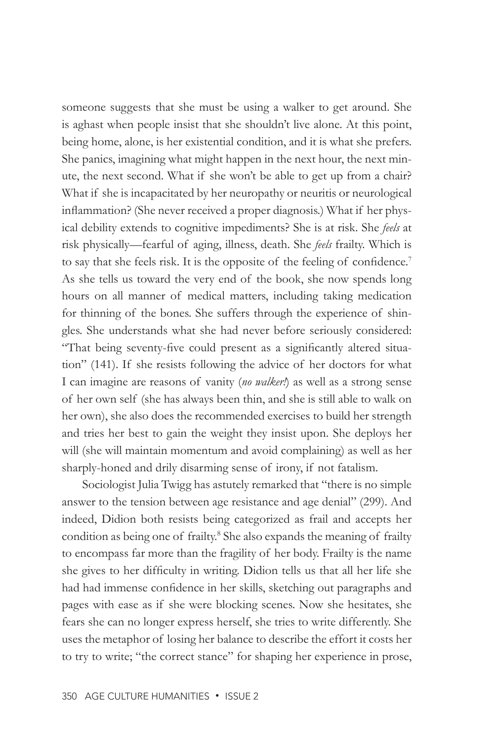someone suggests that she must be using a walker to get around. She is aghast when people insist that she shouldn't live alone. At this point, being home, alone, is her existential condition, and it is what she prefers. She panics, imagining what might happen in the next hour, the next minute, the next second. What if she won't be able to get up from a chair? What if she is incapacitated by her neuropathy or neuritis or neurological inflammation? (She never received a proper diagnosis.) What if her physical debility extends to cognitive impediments? She is at risk. She *feels* at risk physically—fearful of aging, illness, death. She *feels* frailty. Which is to say that she feels risk. It is the opposite of the feeling of confidence.[7] As she tells us toward the very end of the book, she now spends long hours on all manner of medical matters, including taking medication for thinning of the bones. She suffers through the experience of shingles. She understands what she had never before seriously considered: "That being seventy-five could present as a significantly altered situation" (141). If she resists following the advice of her doctors for what I can imagine are reasons of vanity (*no walker!*) as well as a strong sense of her own self (she has always been thin, and she is still able to walk on her own), she also does the recommended exercises to build her strength and tries her best to gain the weight they insist upon. She deploys her will (she will maintain momentum and avoid complaining) as well as her sharply-honed and drily disarming sense of irony, if not fatalism.

Sociologist Julia Twigg has astutely remarked that "there is no simple answer to the tension between age resistance and age denial" (299). And indeed, Didion both resists being categorized as frail and accepts her condition as being one of frailty.[8] She also expands the meaning of frailty to encompass far more than the fragility of her body. Frailty is the name she gives to her difficulty in writing. Didion tells us that all her life she had had immense confidence in her skills, sketching out paragraphs and pages with ease as if she were blocking scenes. Now she hesitates, she fears she can no longer express herself, she tries to write differently. She uses the metaphor of losing her balance to describe the effort it costs her to try to write; "the correct stance" for shaping her experience in prose,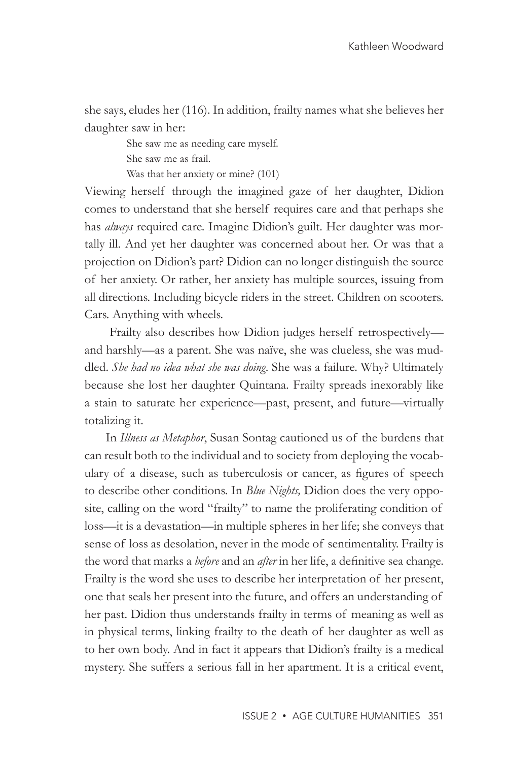she says, eludes her (116). In addition, frailty names what she believes her daughter saw in her:

> She saw me as needing care myself.
> She saw me as frail.
> Was that her anxiety or mine? (101)

Viewing herself through the imagined gaze of her daughter, Didion comes to understand that she herself requires care and that perhaps she has *always* required care. Imagine Didion's guilt. Her daughter was mortally ill. And yet her daughter was concerned about her. Or was that a projection on Didion's part? Didion can no longer distinguish the source of her anxiety. Or rather, her anxiety has multiple sources, issuing from all directions. Including bicycle riders in the street. Children on scooters. Cars. Anything with wheels.

Frailty also describes how Didion judges herself retrospectively—and harshly—as a parent. She was naïve, she was clueless, she was muddled. *She had no idea what she was doing*. She was a failure. Why? Ultimately because she lost her daughter Quintana. Frailty spreads inexorably like a stain to saturate her experience—past, present, and future—virtually totalizing it.

In *Illness as Metaphor*, Susan Sontag cautioned us of the burdens that can result both to the individual and to society from deploying the vocabulary of a disease, such as tuberculosis or cancer, as figures of speech to describe other conditions. In *Blue Nights,* Didion does the very opposite, calling on the word "frailty" to name the proliferating condition of loss—it is a devastation—in multiple spheres in her life; she conveys that sense of loss as desolation, never in the mode of sentimentality. Frailty is the word that marks a *before* and an *after* in her life, a definitive sea change. Frailty is the word she uses to describe her interpretation of her present, one that seals her present into the future, and offers an understanding of her past. Didion thus understands frailty in terms of meaning as well as in physical terms, linking frailty to the death of her daughter as well as to her own body. And in fact it appears that Didion's frailty is a medical mystery. She suffers a serious fall in her apartment. It is a critical event,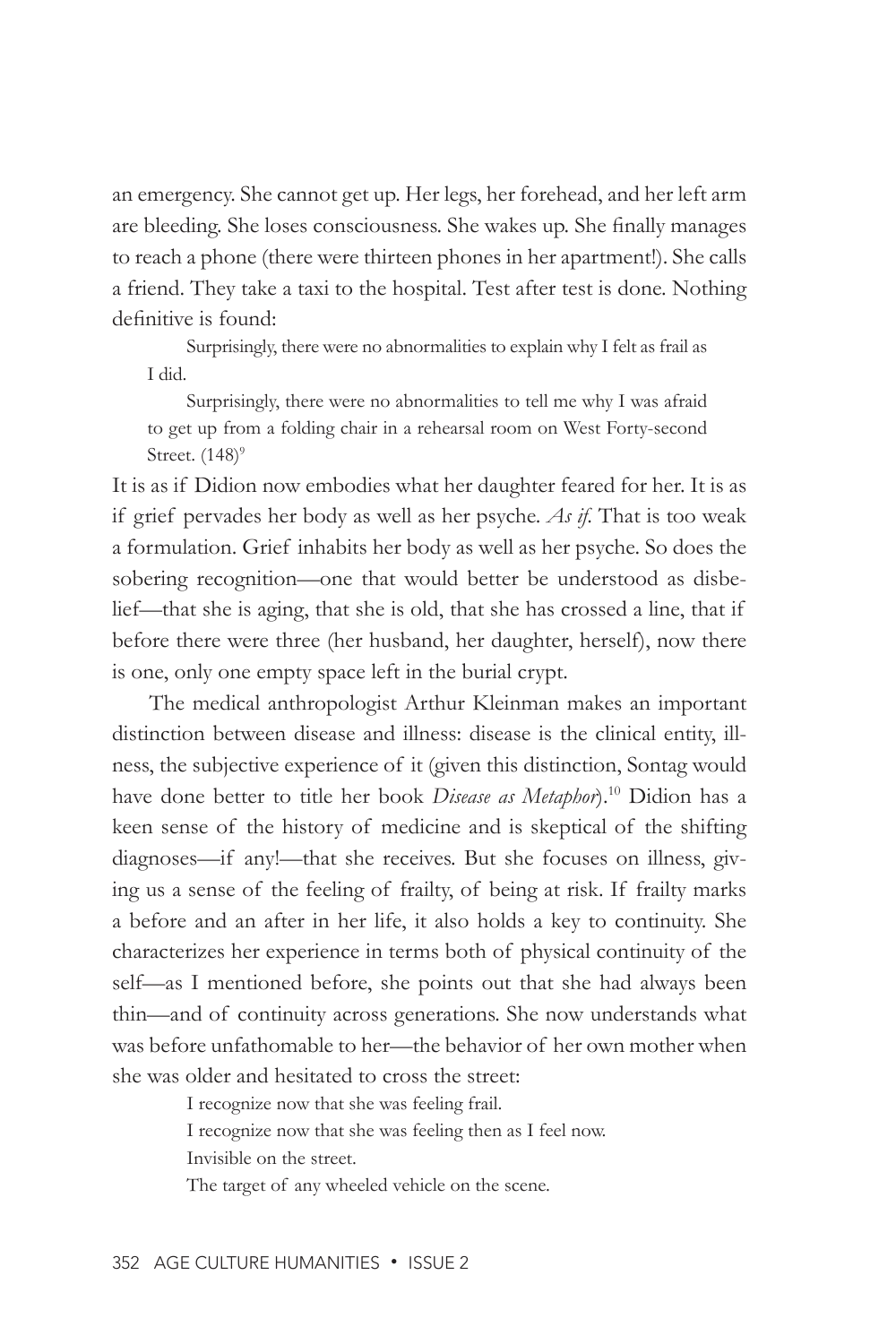an emergency. She cannot get up. Her legs, her forehead, and her left arm are bleeding. She loses consciousness. She wakes up. She finally manages to reach a phone (there were thirteen phones in her apartment!). She calls a friend. They take a taxi to the hospital. Test after test is done. Nothing definitive is found:

> Surprisingly, there were no abnormalities to explain why I felt as frail as I did.
>
> Surprisingly, there were no abnormalities to tell me why I was afraid to get up from a folding chair in a rehearsal room on West Forty-second Street. (148)[9]

It is as if Didion now embodies what her daughter feared for her. It is as if grief pervades her body as well as her psyche. *As if*. That is too weak a formulation. Grief inhabits her body as well as her psyche. So does the sobering recognition—one that would better be understood as disbelief—that she is aging, that she is old, that she has crossed a line, that if before there were three (her husband, her daughter, herself), now there is one, only one empty space left in the burial crypt.

The medical anthropologist Arthur Kleinman makes an important distinction between disease and illness: disease is the clinical entity, illness, the subjective experience of it (given this distinction, Sontag would have done better to title her book *Disease as Metaphor*).[10] Didion has a keen sense of the history of medicine and is skeptical of the shifting diagnoses—if any!—that she receives. But she focuses on illness, giving us a sense of the feeling of frailty, of being at risk. If frailty marks a before and an after in her life, it also holds a key to continuity. She characterizes her experience in terms both of physical continuity of the self—as I mentioned before, she points out that she had always been thin—and of continuity across generations. She now understands what was before unfathomable to her—the behavior of her own mother when she was older and hesitated to cross the street:

> I recognize now that she was feeling frail.
>
> I recognize now that she was feeling then as I feel now.
>
> Invisible on the street.
>
> The target of any wheeled vehicle on the scene.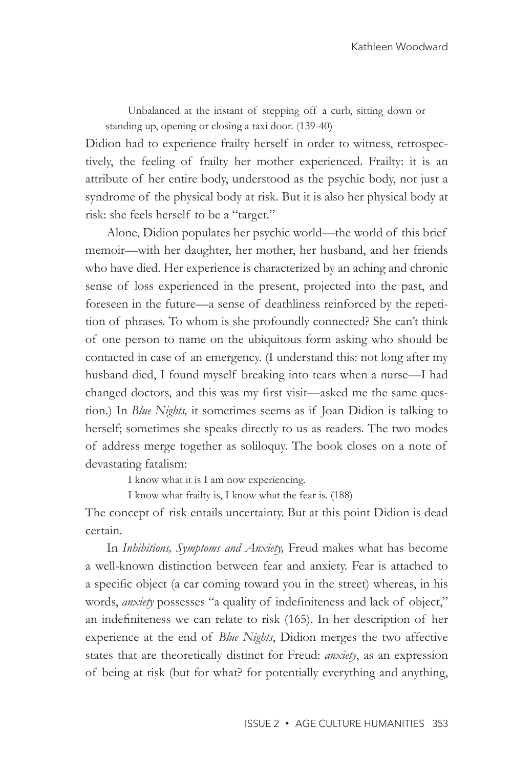> Unbalanced at the instant of stepping off a curb, sitting down or standing up, opening or closing a taxi door. (139-40)

Didion had to experience frailty herself in order to witness, retrospectively, the feeling of frailty her mother experienced. Frailty: it is an attribute of her entire body, understood as the psychic body, not just a syndrome of the physical body at risk. But it is also her physical body at risk: she feels herself to be a "target."

Alone, Didion populates her psychic world—the world of this brief memoir—with her daughter, her mother, her husband, and her friends who have died. Her experience is characterized by an aching and chronic sense of loss experienced in the present, projected into the past, and foreseen in the future—a sense of deathliness reinforced by the repetition of phrases. To whom is she profoundly connected? She can't think of one person to name on the ubiquitous form asking who should be contacted in case of an emergency. (I understand this: not long after my husband died, I found myself breaking into tears when a nurse—I had changed doctors, and this was my first visit—asked me the same question.) In *Blue Nights,* it sometimes seems as if Joan Didion is talking to herself; sometimes she speaks directly to us as readers. The two modes of address merge together as soliloquy. The book closes on a note of devastating fatalism:

> I know what it is I am now experiencing.
>
> I know what frailty is, I know what the fear is. (188)

The concept of risk entails uncertainty. But at this point Didion is dead certain.

In *Inhibitions, Symptoms and Anxiety,* Freud makes what has become a well-known distinction between fear and anxiety. Fear is attached to a specific object (a car coming toward you in the street) whereas, in his words, *anxiety* possesses "a quality of indefiniteness and lack of object," an indefiniteness we can relate to risk (165). In her description of her experience at the end of *Blue Nights*, Didion merges the two affective states that are theoretically distinct for Freud: *anxiety*, as an expression of being at risk (but for what? for potentially everything and anything,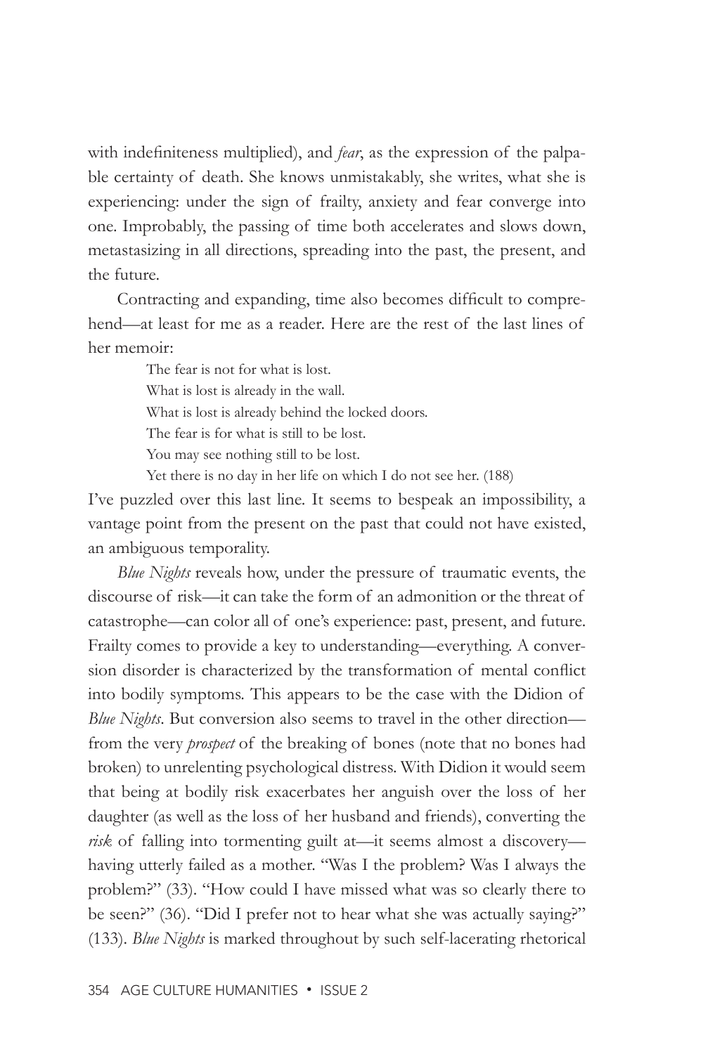with indefiniteness multiplied), and *fear*, as the expression of the palpable certainty of death. She knows unmistakably, she writes, what she is experiencing: under the sign of frailty, anxiety and fear converge into one. Improbably, the passing of time both accelerates and slows down, metastasizing in all directions, spreading into the past, the present, and the future.

Contracting and expanding, time also becomes difficult to comprehend—at least for me as a reader. Here are the rest of the last lines of her memoir:

> The fear is not for what is lost.
> What is lost is already in the wall.
> What is lost is already behind the locked doors.
> The fear is for what is still to be lost.
> You may see nothing still to be lost.
> Yet there is no day in her life on which I do not see her. (188)

I've puzzled over this last line. It seems to bespeak an impossibility, a vantage point from the present on the past that could not have existed, an ambiguous temporality.

*Blue Nights* reveals how, under the pressure of traumatic events, the discourse of risk—it can take the form of an admonition or the threat of catastrophe—can color all of one's experience: past, present, and future. Frailty comes to provide a key to understanding—everything. A conversion disorder is characterized by the transformation of mental conflict into bodily symptoms. This appears to be the case with the Didion of *Blue Nights*. But conversion also seems to travel in the other direction—from the very *prospect* of the breaking of bones (note that no bones had broken) to unrelenting psychological distress. With Didion it would seem that being at bodily risk exacerbates her anguish over the loss of her daughter (as well as the loss of her husband and friends), converting the *risk* of falling into tormenting guilt at—it seems almost a discovery—having utterly failed as a mother. "Was I the problem? Was I always the problem?" (33). "How could I have missed what was so clearly there to be seen?" (36). "Did I prefer not to hear what she was actually saying?" (133). *Blue Nights* is marked throughout by such self-lacerating rhetorical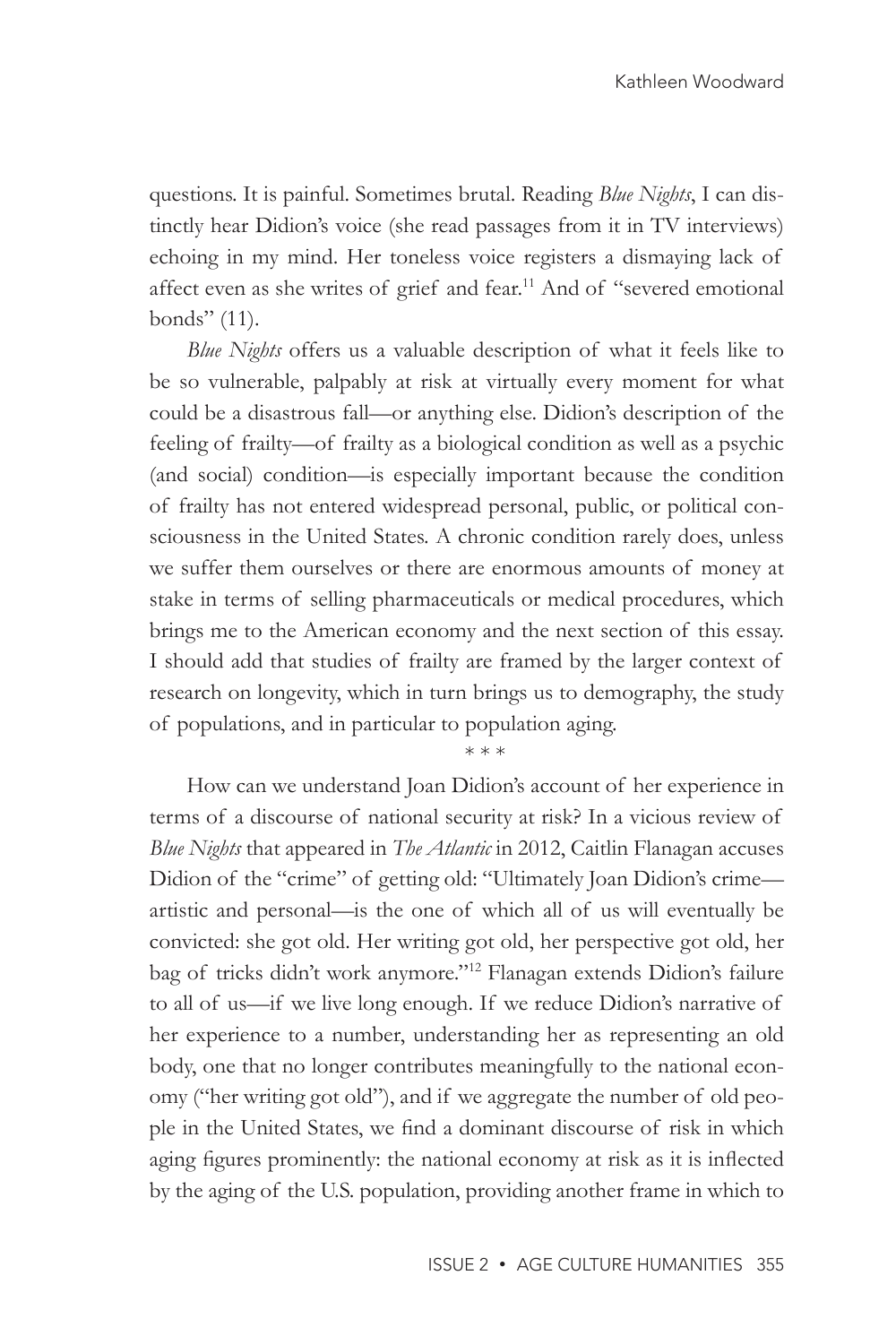questions. It is painful. Sometimes brutal. Reading *Blue Nights*, I can distinctly hear Didion's voice (she read passages from it in TV interviews) echoing in my mind. Her toneless voice registers a dismaying lack of affect even as she writes of grief and fear.[11] And of "severed emotional bonds" (11).

*Blue Nights* offers us a valuable description of what it feels like to be so vulnerable, palpably at risk at virtually every moment for what could be a disastrous fall—or anything else. Didion's description of the feeling of frailty—of frailty as a biological condition as well as a psychic (and social) condition—is especially important because the condition of frailty has not entered widespread personal, public, or political consciousness in the United States. A chronic condition rarely does, unless we suffer them ourselves or there are enormous amounts of money at stake in terms of selling pharmaceuticals or medical procedures, which brings me to the American economy and the next section of this essay. I should add that studies of frailty are framed by the larger context of research on longevity, which in turn brings us to demography, the study of populations, and in particular to population aging.

\* \* \*

How can we understand Joan Didion's account of her experience in terms of a discourse of national security at risk? In a vicious review of *Blue Nights* that appeared in *The Atlantic* in 2012, Caitlin Flanagan accuses Didion of the "crime" of getting old: "Ultimately Joan Didion's crime—artistic and personal—is the one of which all of us will eventually be convicted: she got old. Her writing got old, her perspective got old, her bag of tricks didn't work anymore."[12] Flanagan extends Didion's failure to all of us—if we live long enough. If we reduce Didion's narrative of her experience to a number, understanding her as representing an old body, one that no longer contributes meaningfully to the national economy ("her writing got old"), and if we aggregate the number of old people in the United States, we find a dominant discourse of risk in which aging figures prominently: the national economy at risk as it is inflected by the aging of the U.S. population, providing another frame in which to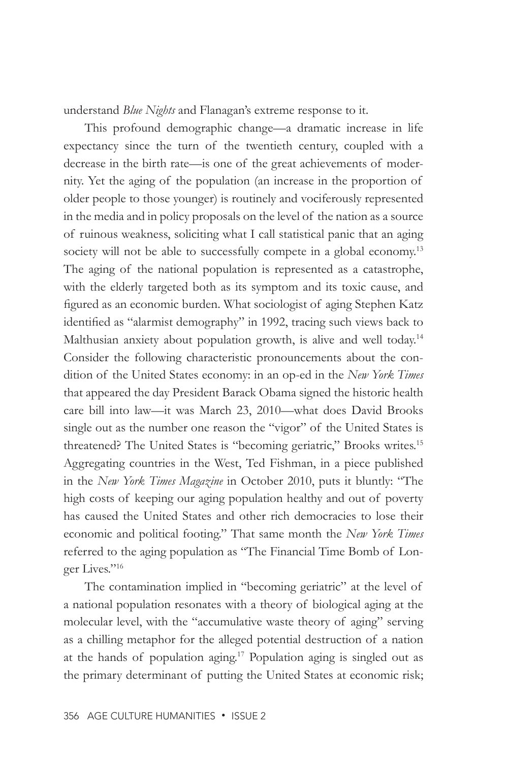understand *Blue Nights* and Flanagan's extreme response to it.

This profound demographic change—a dramatic increase in life expectancy since the turn of the twentieth century, coupled with a decrease in the birth rate—is one of the great achievements of modernity. Yet the aging of the population (an increase in the proportion of older people to those younger) is routinely and vociferously represented in the media and in policy proposals on the level of the nation as a source of ruinous weakness, soliciting what I call statistical panic that an aging society will not be able to successfully compete in a global economy.[13] The aging of the national population is represented as a catastrophe, with the elderly targeted both as its symptom and its toxic cause, and figured as an economic burden. What sociologist of aging Stephen Katz identified as "alarmist demography" in 1992, tracing such views back to Malthusian anxiety about population growth, is alive and well today.[14] Consider the following characteristic pronouncements about the condition of the United States economy: in an op-ed in the *New York Times* that appeared the day President Barack Obama signed the historic health care bill into law—it was March 23, 2010—what does David Brooks single out as the number one reason the "vigor" of the United States is threatened? The United States is "becoming geriatric," Brooks writes.[15] Aggregating countries in the West, Ted Fishman, in a piece published in the *New York Times Magazine* in October 2010, puts it bluntly: "The high costs of keeping our aging population healthy and out of poverty has caused the United States and other rich democracies to lose their economic and political footing." That same month the *New York Times* referred to the aging population as "The Financial Time Bomb of Longer Lives."[16]

The contamination implied in "becoming geriatric" at the level of a national population resonates with a theory of biological aging at the molecular level, with the "accumulative waste theory of aging" serving as a chilling metaphor for the alleged potential destruction of a nation at the hands of population aging.[17] Population aging is singled out as the primary determinant of putting the United States at economic risk;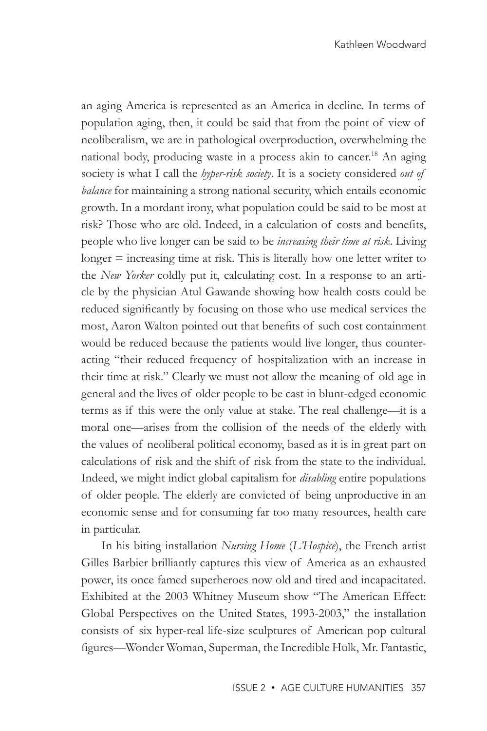an aging America is represented as an America in decline. In terms of population aging, then, it could be said that from the point of view of neoliberalism, we are in pathological overproduction, overwhelming the national body, producing waste in a process akin to cancer.[18] An aging society is what I call the *hyper-risk society*. It is a society considered *out of balance* for maintaining a strong national security, which entails economic growth. In a mordant irony, what population could be said to be most at risk? Those who are old. Indeed, in a calculation of costs and benefits, people who live longer can be said to be *increasing their time at risk*. Living longer = increasing time at risk. This is literally how one letter writer to the *New Yorker* coldly put it, calculating cost. In a response to an article by the physician Atul Gawande showing how health costs could be reduced significantly by focusing on those who use medical services the most, Aaron Walton pointed out that benefits of such cost containment would be reduced because the patients would live longer, thus counteracting "their reduced frequency of hospitalization with an increase in their time at risk." Clearly we must not allow the meaning of old age in general and the lives of older people to be cast in blunt-edged economic terms as if this were the only value at stake. The real challenge—it is a moral one—arises from the collision of the needs of the elderly with the values of neoliberal political economy, based as it is in great part on calculations of risk and the shift of risk from the state to the individual. Indeed, we might indict global capitalism for *disabling* entire populations of older people. The elderly are convicted of being unproductive in an economic sense and for consuming far too many resources, health care in particular.

In his biting installation *Nursing Home* (*L'Hospice*), the French artist Gilles Barbier brilliantly captures this view of America as an exhausted power, its once famed superheroes now old and tired and incapacitated. Exhibited at the 2003 Whitney Museum show "The American Effect: Global Perspectives on the United States, 1993-2003," the installation consists of six hyper-real life-size sculptures of American pop cultural figures—Wonder Woman, Superman, the Incredible Hulk, Mr. Fantastic,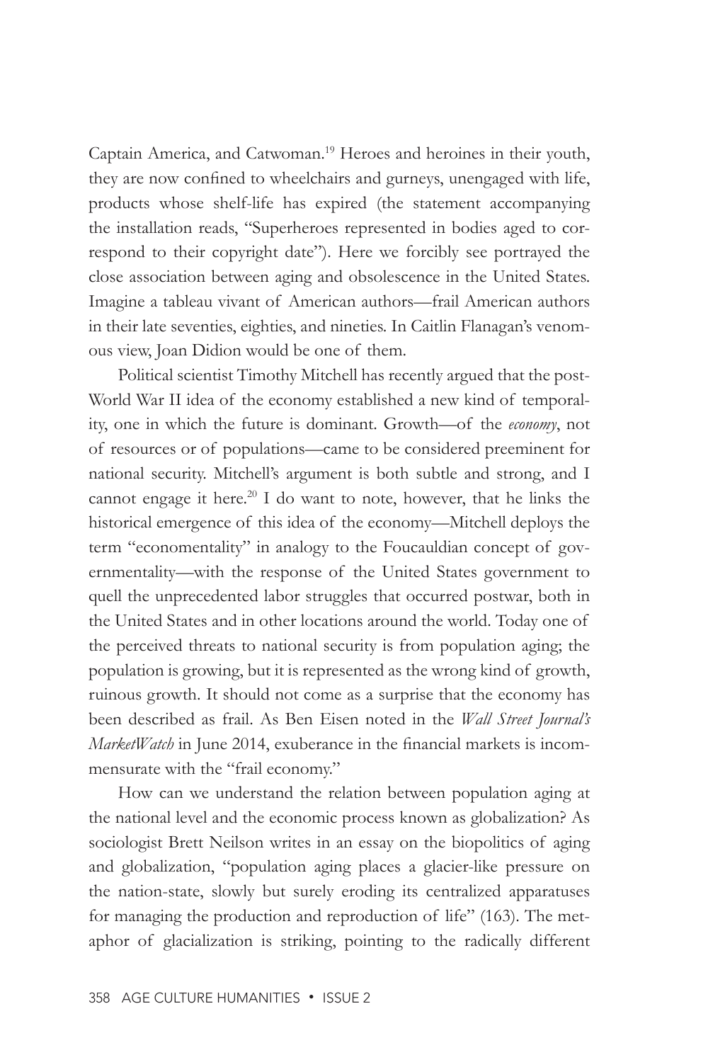Captain America, and Catwoman.[19] Heroes and heroines in their youth, they are now confined to wheelchairs and gurneys, unengaged with life, products whose shelf-life has expired (the statement accompanying the installation reads, "Superheroes represented in bodies aged to correspond to their copyright date"). Here we forcibly see portrayed the close association between aging and obsolescence in the United States. Imagine a tableau vivant of American authors—frail American authors in their late seventies, eighties, and nineties. In Caitlin Flanagan's venomous view, Joan Didion would be one of them.

Political scientist Timothy Mitchell has recently argued that the post-World War II idea of the economy established a new kind of temporality, one in which the future is dominant. Growth—of the *economy*, not of resources or of populations—came to be considered preeminent for national security. Mitchell's argument is both subtle and strong, and I cannot engage it here.[20] I do want to note, however, that he links the historical emergence of this idea of the economy—Mitchell deploys the term "economentality" in analogy to the Foucauldian concept of governmentality—with the response of the United States government to quell the unprecedented labor struggles that occurred postwar, both in the United States and in other locations around the world. Today one of the perceived threats to national security is from population aging; the population is growing, but it is represented as the wrong kind of growth, ruinous growth. It should not come as a surprise that the economy has been described as frail. As Ben Eisen noted in the *Wall Street Journal's MarketWatch* in June 2014, exuberance in the financial markets is incommensurate with the "frail economy."

How can we understand the relation between population aging at the national level and the economic process known as globalization? As sociologist Brett Neilson writes in an essay on the biopolitics of aging and globalization, "population aging places a glacier-like pressure on the nation-state, slowly but surely eroding its centralized apparatuses for managing the production and reproduction of life" (163). The metaphor of glacialization is striking, pointing to the radically different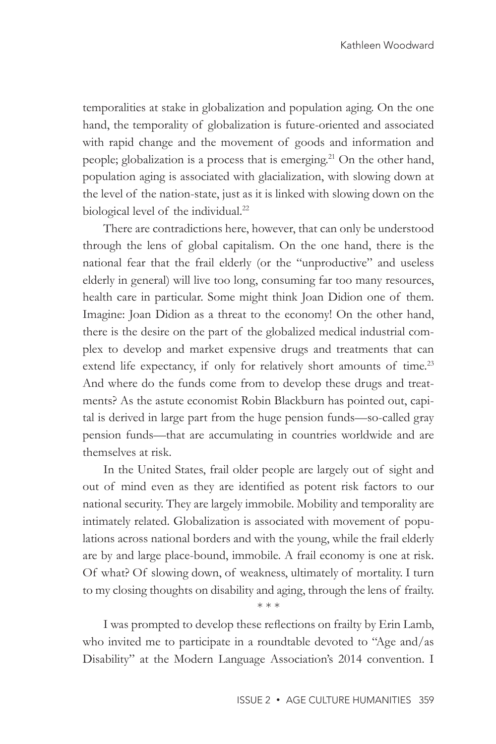temporalities at stake in globalization and population aging. On the one hand, the temporality of globalization is future-oriented and associated with rapid change and the movement of goods and information and people; globalization is a process that is emerging.[21] On the other hand, population aging is associated with glacialization, with slowing down at the level of the nation-state, just as it is linked with slowing down on the biological level of the individual.[22]

There are contradictions here, however, that can only be understood through the lens of global capitalism. On the one hand, there is the national fear that the frail elderly (or the "unproductive" and useless elderly in general) will live too long, consuming far too many resources, health care in particular. Some might think Joan Didion one of them. Imagine: Joan Didion as a threat to the economy! On the other hand, there is the desire on the part of the globalized medical industrial complex to develop and market expensive drugs and treatments that can extend life expectancy, if only for relatively short amounts of time.[23] And where do the funds come from to develop these drugs and treatments? As the astute economist Robin Blackburn has pointed out, capital is derived in large part from the huge pension funds—so-called gray pension funds—that are accumulating in countries worldwide and are themselves at risk.

In the United States, frail older people are largely out of sight and out of mind even as they are identified as potent risk factors to our national security. They are largely immobile. Mobility and temporality are intimately related. Globalization is associated with movement of populations across national borders and with the young, while the frail elderly are by and large place-bound, immobile. A frail economy is one at risk. Of what? Of slowing down, of weakness, ultimately of mortality. I turn to my closing thoughts on disability and aging, through the lens of frailty.

* * *

I was prompted to develop these reflections on frailty by Erin Lamb, who invited me to participate in a roundtable devoted to "Age and/as Disability" at the Modern Language Association's 2014 convention. I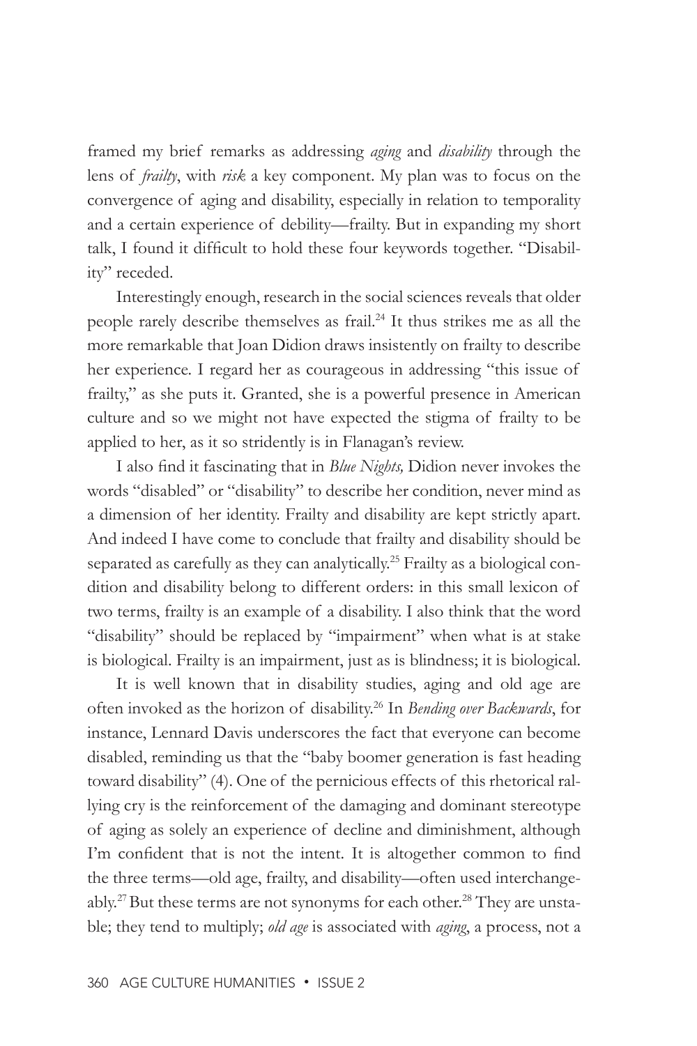framed my brief remarks as addressing *aging* and *disability* through the lens of *frailty*, with *risk* a key component. My plan was to focus on the convergence of aging and disability, especially in relation to temporality and a certain experience of debility—frailty. But in expanding my short talk, I found it difficult to hold these four keywords together. "Disability" receded.

Interestingly enough, research in the social sciences reveals that older people rarely describe themselves as frail.[24] It thus strikes me as all the more remarkable that Joan Didion draws insistently on frailty to describe her experience. I regard her as courageous in addressing "this issue of frailty," as she puts it. Granted, she is a powerful presence in American culture and so we might not have expected the stigma of frailty to be applied to her, as it so stridently is in Flanagan's review.

I also find it fascinating that in *Blue Nights,* Didion never invokes the words "disabled" or "disability" to describe her condition, never mind as a dimension of her identity. Frailty and disability are kept strictly apart. And indeed I have come to conclude that frailty and disability should be separated as carefully as they can analytically.[25] Frailty as a biological condition and disability belong to different orders: in this small lexicon of two terms, frailty is an example of a disability. I also think that the word "disability" should be replaced by "impairment" when what is at stake is biological. Frailty is an impairment, just as is blindness; it is biological.

It is well known that in disability studies, aging and old age are often invoked as the horizon of disability.[26] In *Bending over Backwards*, for instance, Lennard Davis underscores the fact that everyone can become disabled, reminding us that the "baby boomer generation is fast heading toward disability" (4). One of the pernicious effects of this rhetorical rallying cry is the reinforcement of the damaging and dominant stereotype of aging as solely an experience of decline and diminishment, although I'm confident that is not the intent. It is altogether common to find the three terms—old age, frailty, and disability—often used interchangeably.[27] But these terms are not synonyms for each other.[28] They are unstable; they tend to multiply; *old age* is associated with *aging*, a process, not a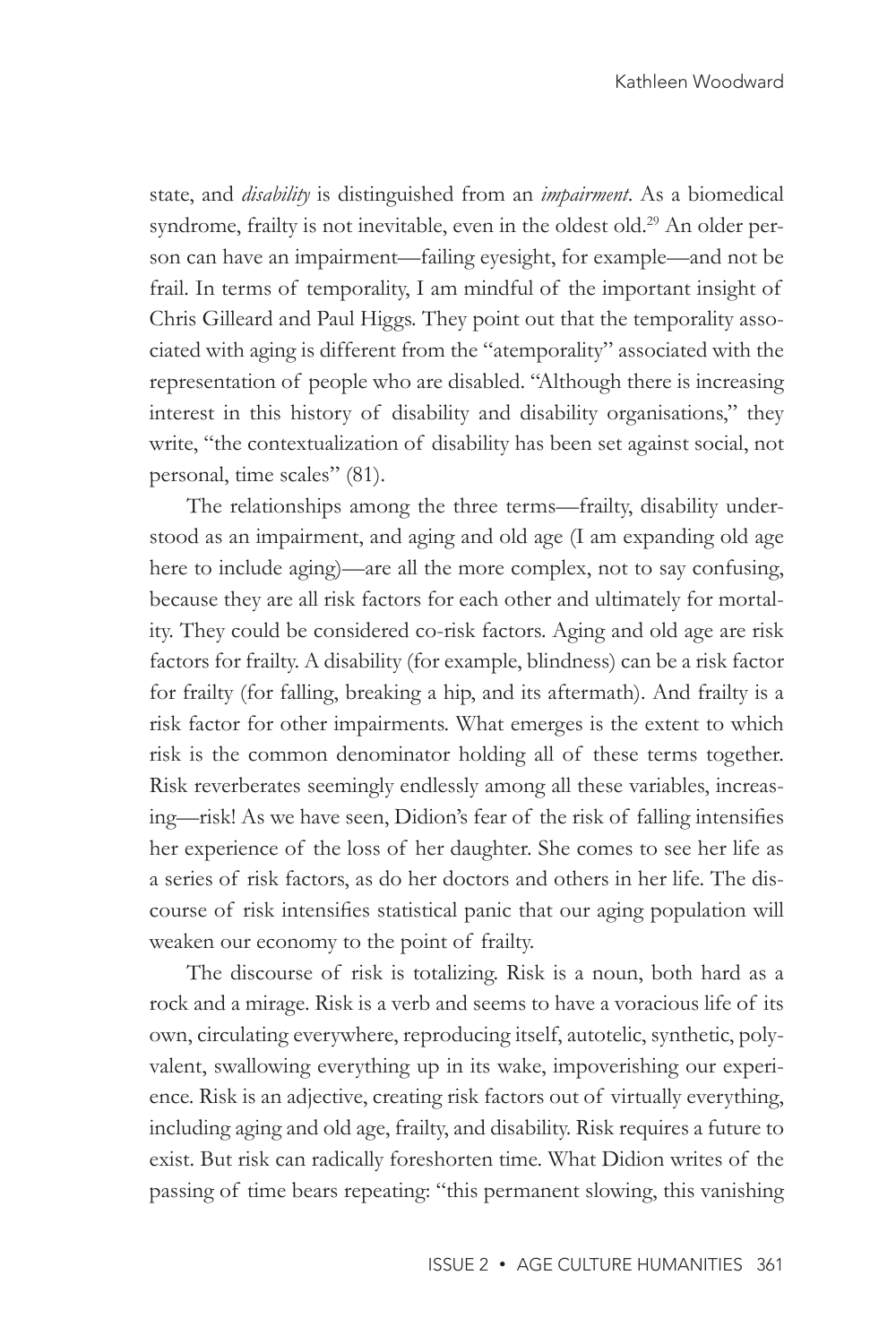state, and *disability* is distinguished from an *impairment*. As a biomedical syndrome, frailty is not inevitable, even in the oldest old.[29] An older person can have an impairment—failing eyesight, for example—and not be frail. In terms of temporality, I am mindful of the important insight of Chris Gilleard and Paul Higgs. They point out that the temporality associated with aging is different from the "atemporality" associated with the representation of people who are disabled. "Although there is increasing interest in this history of disability and disability organisations," they write, "the contextualization of disability has been set against social, not personal, time scales" (81).

The relationships among the three terms—frailty, disability understood as an impairment, and aging and old age (I am expanding old age here to include aging)—are all the more complex, not to say confusing, because they are all risk factors for each other and ultimately for mortality. They could be considered co-risk factors. Aging and old age are risk factors for frailty. A disability (for example, blindness) can be a risk factor for frailty (for falling, breaking a hip, and its aftermath). And frailty is a risk factor for other impairments. What emerges is the extent to which risk is the common denominator holding all of these terms together. Risk reverberates seemingly endlessly among all these variables, increasing—risk! As we have seen, Didion's fear of the risk of falling intensifies her experience of the loss of her daughter. She comes to see her life as a series of risk factors, as do her doctors and others in her life. The discourse of risk intensifies statistical panic that our aging population will weaken our economy to the point of frailty.

The discourse of risk is totalizing. Risk is a noun, both hard as a rock and a mirage. Risk is a verb and seems to have a voracious life of its own, circulating everywhere, reproducing itself, autotelic, synthetic, polyvalent, swallowing everything up in its wake, impoverishing our experience. Risk is an adjective, creating risk factors out of virtually everything, including aging and old age, frailty, and disability. Risk requires a future to exist. But risk can radically foreshorten time. What Didion writes of the passing of time bears repeating: "this permanent slowing, this vanishing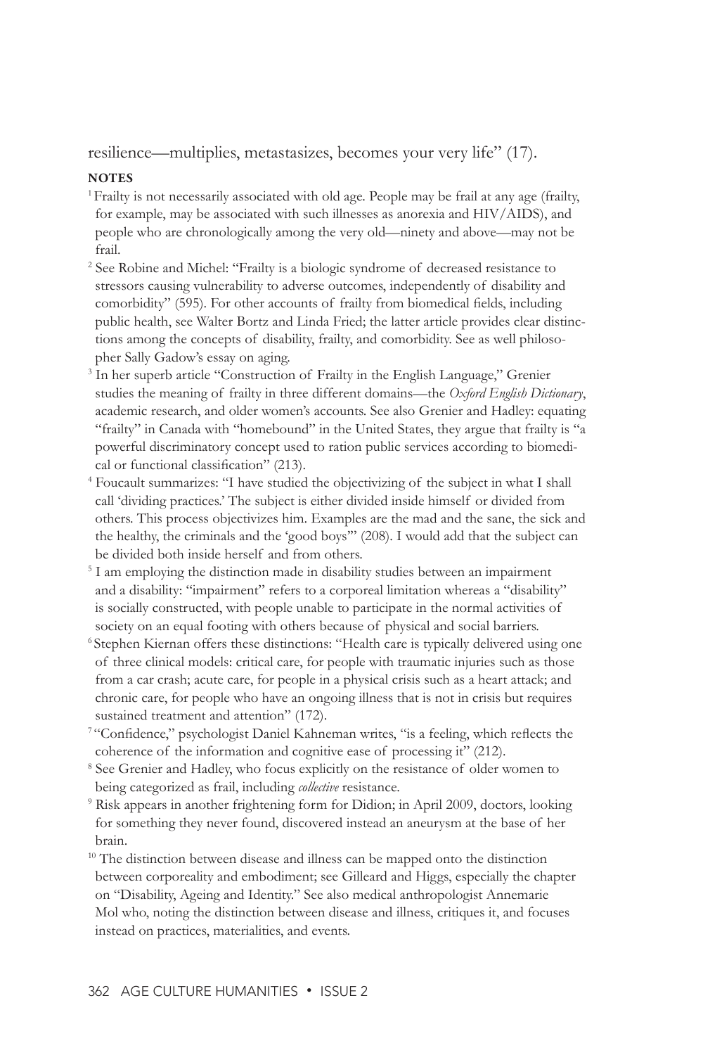resilience—multiplies, metastasizes, becomes your very life" (17).

**NOTES**

[1] Frailty is not necessarily associated with old age. People may be frail at any age (frailty, for example, may be associated with such illnesses as anorexia and HIV/AIDS), and people who are chronologically among the very old—ninety and above—may not be frail.

[2] See Robine and Michel: "Frailty is a biologic syndrome of decreased resistance to stressors causing vulnerability to adverse outcomes, independently of disability and comorbidity" (595). For other accounts of frailty from biomedical fields, including public health, see Walter Bortz and Linda Fried; the latter article provides clear distinctions among the concepts of disability, frailty, and comorbidity. See as well philosopher Sally Gadow's essay on aging.

[3] In her superb article "Construction of Frailty in the English Language," Grenier studies the meaning of frailty in three different domains—the *Oxford English Dictionary*, academic research, and older women's accounts. See also Grenier and Hadley: equating "frailty" in Canada with "homebound" in the United States, they argue that frailty is "a powerful discriminatory concept used to ration public services according to biomedical or functional classification" (213).

[4] Foucault summarizes: "I have studied the objectivizing of the subject in what I shall call 'dividing practices.' The subject is either divided inside himself or divided from others. This process objectivizes him. Examples are the mad and the sane, the sick and the healthy, the criminals and the 'good boys'" (208). I would add that the subject can be divided both inside herself and from others.

[5] I am employing the distinction made in disability studies between an impairment and a disability: "impairment" refers to a corporeal limitation whereas a "disability" is socially constructed, with people unable to participate in the normal activities of society on an equal footing with others because of physical and social barriers.

[6] Stephen Kiernan offers these distinctions: "Health care is typically delivered using one of three clinical models: critical care, for people with traumatic injuries such as those from a car crash; acute care, for people in a physical crisis such as a heart attack; and chronic care, for people who have an ongoing illness that is not in crisis but requires sustained treatment and attention" (172).

[7] "Confidence," psychologist Daniel Kahneman writes, "is a feeling, which reflects the coherence of the information and cognitive ease of processing it" (212).

[8] See Grenier and Hadley, who focus explicitly on the resistance of older women to being categorized as frail, including *collective* resistance.

[9] Risk appears in another frightening form for Didion; in April 2009, doctors, looking for something they never found, discovered instead an aneurysm at the base of her brain.

[10] The distinction between disease and illness can be mapped onto the distinction between corporeality and embodiment; see Gilleard and Higgs, especially the chapter on "Disability, Ageing and Identity." See also medical anthropologist Annemarie Mol who, noting the distinction between disease and illness, critiques it, and focuses instead on practices, materialities, and events.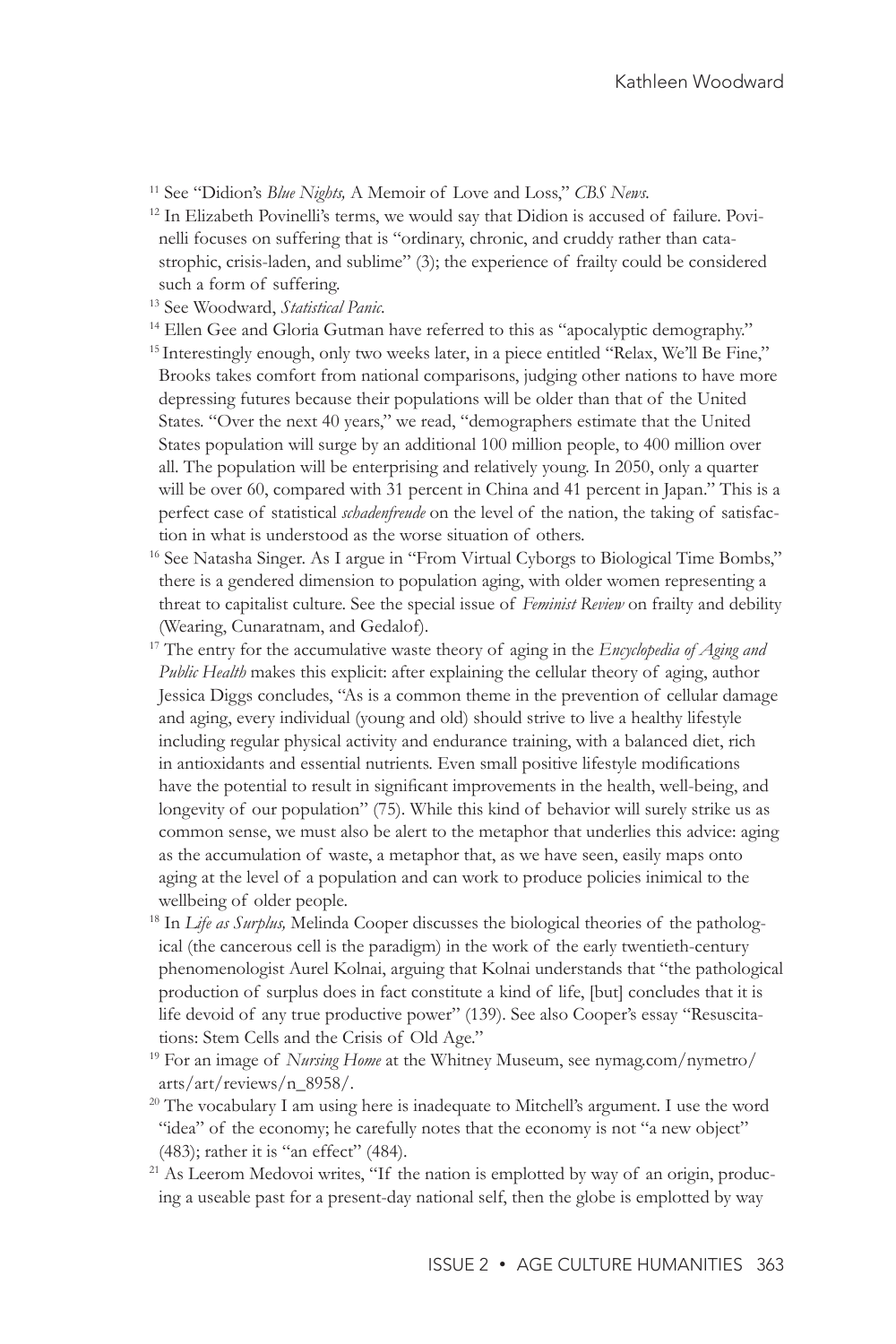[11] See "Didion's *Blue Nights,* A Memoir of Love and Loss," *CBS News*.

[12] In Elizabeth Povinelli's terms, we would say that Didion is accused of failure. Povinelli focuses on suffering that is "ordinary, chronic, and cruddy rather than catastrophic, crisis-laden, and sublime" (3); the experience of frailty could be considered such a form of suffering.

[13] See Woodward, *Statistical Panic*.

[14] Ellen Gee and Gloria Gutman have referred to this as "apocalyptic demography."

[15] Interestingly enough, only two weeks later, in a piece entitled "Relax, We'll Be Fine," Brooks takes comfort from national comparisons, judging other nations to have more depressing futures because their populations will be older than that of the United States. "Over the next 40 years," we read, "demographers estimate that the United States population will surge by an additional 100 million people, to 400 million over all. The population will be enterprising and relatively young. In 2050, only a quarter will be over 60, compared with 31 percent in China and 41 percent in Japan." This is a perfect case of statistical *schadenfreude* on the level of the nation, the taking of satisfaction in what is understood as the worse situation of others.

[16] See Natasha Singer. As I argue in "From Virtual Cyborgs to Biological Time Bombs," there is a gendered dimension to population aging, with older women representing a threat to capitalist culture. See the special issue of *Feminist Review* on frailty and debility (Wearing, Cunaratnam, and Gedalof).

[17] The entry for the accumulative waste theory of aging in the *Encyclopedia of Aging and Public Health* makes this explicit: after explaining the cellular theory of aging, author Jessica Diggs concludes, "As is a common theme in the prevention of cellular damage and aging, every individual (young and old) should strive to live a healthy lifestyle including regular physical activity and endurance training, with a balanced diet, rich in antioxidants and essential nutrients. Even small positive lifestyle modifications have the potential to result in significant improvements in the health, well-being, and longevity of our population" (75). While this kind of behavior will surely strike us as common sense, we must also be alert to the metaphor that underlies this advice: aging as the accumulation of waste, a metaphor that, as we have seen, easily maps onto aging at the level of a population and can work to produce policies inimical to the wellbeing of older people.

[18] In *Life as Surplus,* Melinda Cooper discusses the biological theories of the pathological (the cancerous cell is the paradigm) in the work of the early twentieth-century phenomenologist Aurel Kolnai, arguing that Kolnai understands that "the pathological production of surplus does in fact constitute a kind of life, [but] concludes that it is life devoid of any true productive power" (139). See also Cooper's essay "Resuscitations: Stem Cells and the Crisis of Old Age."

[19] For an image of *Nursing Home* at the Whitney Museum, see nymag.com/nymetro/arts/art/reviews/n_8958/.

[20] The vocabulary I am using here is inadequate to Mitchell's argument. I use the word "idea" of the economy; he carefully notes that the economy is not "a new object" (483); rather it is "an effect" (484).

[21] As Leerom Medovoi writes, "If the nation is emplotted by way of an origin, producing a useable past for a present-day national self, then the globe is emplotted by way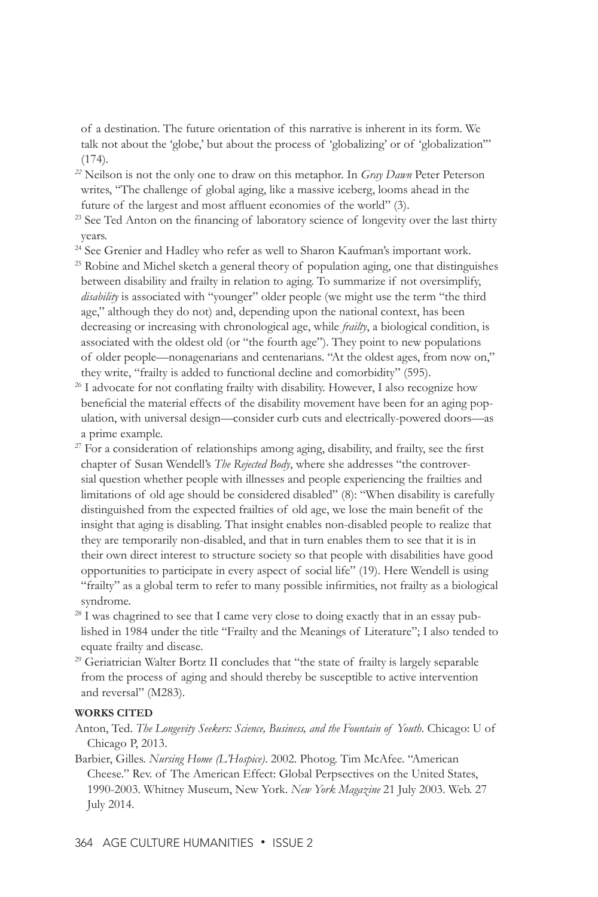of a destination. The future orientation of this narrative is inherent in its form. We talk not about the 'globe,' but about the process of 'globalizing' or of 'globalization'" (174).

[22] Neilson is not the only one to draw on this metaphor. In *Gray Dawn* Peter Peterson writes, "The challenge of global aging, like a massive iceberg, looms ahead in the future of the largest and most affluent economies of the world" (3).

[23] See Ted Anton on the financing of laboratory science of longevity over the last thirty years.

[24] See Grenier and Hadley who refer as well to Sharon Kaufman's important work.

[25] Robine and Michel sketch a general theory of population aging, one that distinguishes between disability and frailty in relation to aging. To summarize if not oversimplify, *disability* is associated with "younger" older people (we might use the term "the third age," although they do not) and, depending upon the national context, has been decreasing or increasing with chronological age, while *frailty*, a biological condition, is associated with the oldest old (or "the fourth age"). They point to new populations of older people—nonagenarians and centenarians. "At the oldest ages, from now on," they write, "frailty is added to functional decline and comorbidity" (595).

[26] I advocate for not conflating frailty with disability. However, I also recognize how beneficial the material effects of the disability movement have been for an aging population, with universal design—consider curb cuts and electrically-powered doors—as a prime example.

[27] For a consideration of relationships among aging, disability, and frailty, see the first chapter of Susan Wendell's *The Rejected Body*, where she addresses "the controversial question whether people with illnesses and people experiencing the frailties and limitations of old age should be considered disabled" (8): "When disability is carefully distinguished from the expected frailties of old age, we lose the main benefit of the insight that aging is disabling. That insight enables non-disabled people to realize that they are temporarily non-disabled, and that in turn enables them to see that it is in their own direct interest to structure society so that people with disabilities have good opportunities to participate in every aspect of social life" (19). Here Wendell is using "frailty" as a global term to refer to many possible infirmities, not frailty as a biological syndrome.

[28] I was chagrined to see that I came very close to doing exactly that in an essay published in 1984 under the title "Frailty and the Meanings of Literature"; I also tended to equate frailty and disease.

[29] Geriatrician Walter Bortz II concludes that "the state of frailty is largely separable from the process of aging and should thereby be susceptible to active intervention and reversal" (M283).

**WORKS CITED**

Anton, Ted. *The Longevity Seekers: Science, Business, and the Fountain of Youth*. Chicago: U of Chicago P, 2013.

Barbier, Gilles. *Nursing Home (L'Hospice)*. 2002. Photog. Tim McAfee. "American Cheese." Rev. of The American Effect: Global Perpsectives on the United States, 1990-2003. Whitney Museum, New York. *New York Magazine* 21 July 2003. Web. 27 July 2014.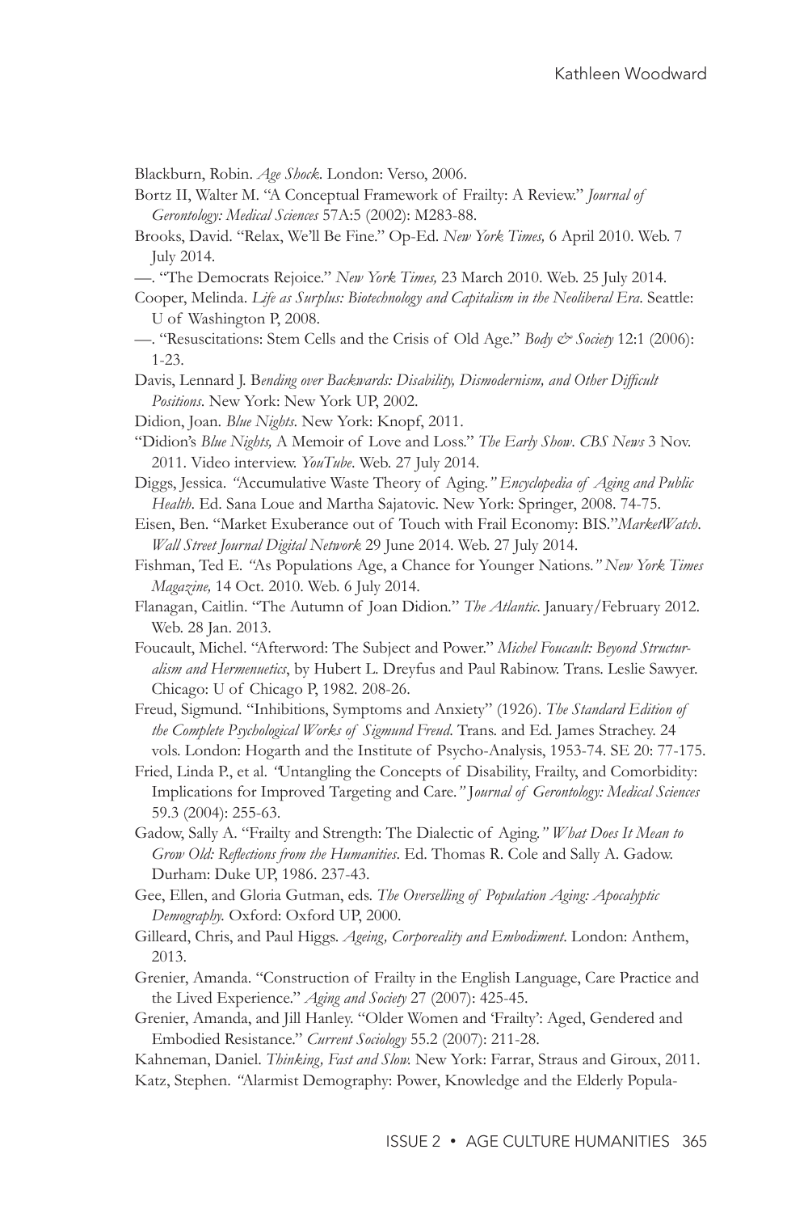Blackburn, Robin. *Age Shock*. London: Verso, 2006.

Bortz II, Walter M. "A Conceptual Framework of Frailty: A Review." *Journal of Gerontology: Medical Sciences* 57A:5 (2002): M283-88.

Brooks, David. "Relax, We'll Be Fine." Op-Ed. *New York Times,* 6 April 2010. Web. 7 July 2014.

—. "The Democrats Rejoice." *New York Times,* 23 March 2010. Web. 25 July 2014.

Cooper, Melinda. *Life as Surplus: Biotechnology and Capitalism in the Neoliberal Era*. Seattle: U of Washington P, 2008.

—. "Resuscitations: Stem Cells and the Crisis of Old Age." *Body & Society* 12:1 (2006): 1-23.

Davis, Lennard J. B*ending over Backwards: Disability, Dismodernism, and Other Difficult Positions*. New York: New York UP, 2002.

Didion, Joan. *Blue Nights*. New York: Knopf, 2011.

"Didion's *Blue Nights,* A Memoir of Love and Loss." *The Early Show*. *CBS News* 3 Nov. 2011. Video interview. *YouTube*. Web. 27 July 2014.

Diggs, Jessica. "Accumulative Waste Theory of Aging." *Encyclopedia of Aging and Public Health*. Ed. Sana Loue and Martha Sajatovic. New York: Springer, 2008. 74-75.

Eisen, Ben. "Market Exuberance out of Touch with Frail Economy: BIS."*MarketWatch*. *Wall Street Journal Digital Network* 29 June 2014. Web. 27 July 2014.

Fishman, Ted E. "As Populations Age, a Chance for Younger Nations." *New York Times Magazine,* 14 Oct. 2010. Web. 6 July 2014.

Flanagan, Caitlin. "The Autumn of Joan Didion." *The Atlantic*. January/February 2012. Web. 28 Jan. 2013.

Foucault, Michel. "Afterword: The Subject and Power." *Michel Foucault: Beyond Structuralism and Hermenuetics*, by Hubert L. Dreyfus and Paul Rabinow. Trans. Leslie Sawyer. Chicago: U of Chicago P, 1982. 208-26.

Freud, Sigmund. "Inhibitions, Symptoms and Anxiety" (1926). *The Standard Edition of the Complete Psychological Works of Sigmund Freud*. Trans. and Ed. James Strachey. 24 vols. London: Hogarth and the Institute of Psycho-Analysis, 1953-74. SE 20: 77-175.

Fried, Linda P., et al. "Untangling the Concepts of Disability, Frailty, and Comorbidity: Implications for Improved Targeting and Care." J*ournal of Gerontology: Medical Sciences* 59.3 (2004): 255-63.

Gadow, Sally A. "Frailty and Strength: The Dialectic of Aging." *What Does It Mean to Grow Old: Reflections from the Humanities*. Ed. Thomas R. Cole and Sally A. Gadow. Durham: Duke UP, 1986. 237-43.

Gee, Ellen, and Gloria Gutman, eds. *The Overselling of Population Aging: Apocalyptic Demography.* Oxford: Oxford UP, 2000.

Gilleard, Chris, and Paul Higgs. *Ageing, Corporeality and Embodiment*. London: Anthem, 2013.

Grenier, Amanda. "Construction of Frailty in the English Language, Care Practice and the Lived Experience." *Aging and Society* 27 (2007): 425-45.

Grenier, Amanda, and Jill Hanley. "Older Women and 'Frailty': Aged, Gendered and Embodied Resistance." *Current Sociology* 55.2 (2007): 211-28.

Kahneman, Daniel. *Thinking, Fast and Slow.* New York: Farrar, Straus and Giroux, 2011.

Katz, Stephen. "Alarmist Demography: Power, Knowledge and the Elderly Popula-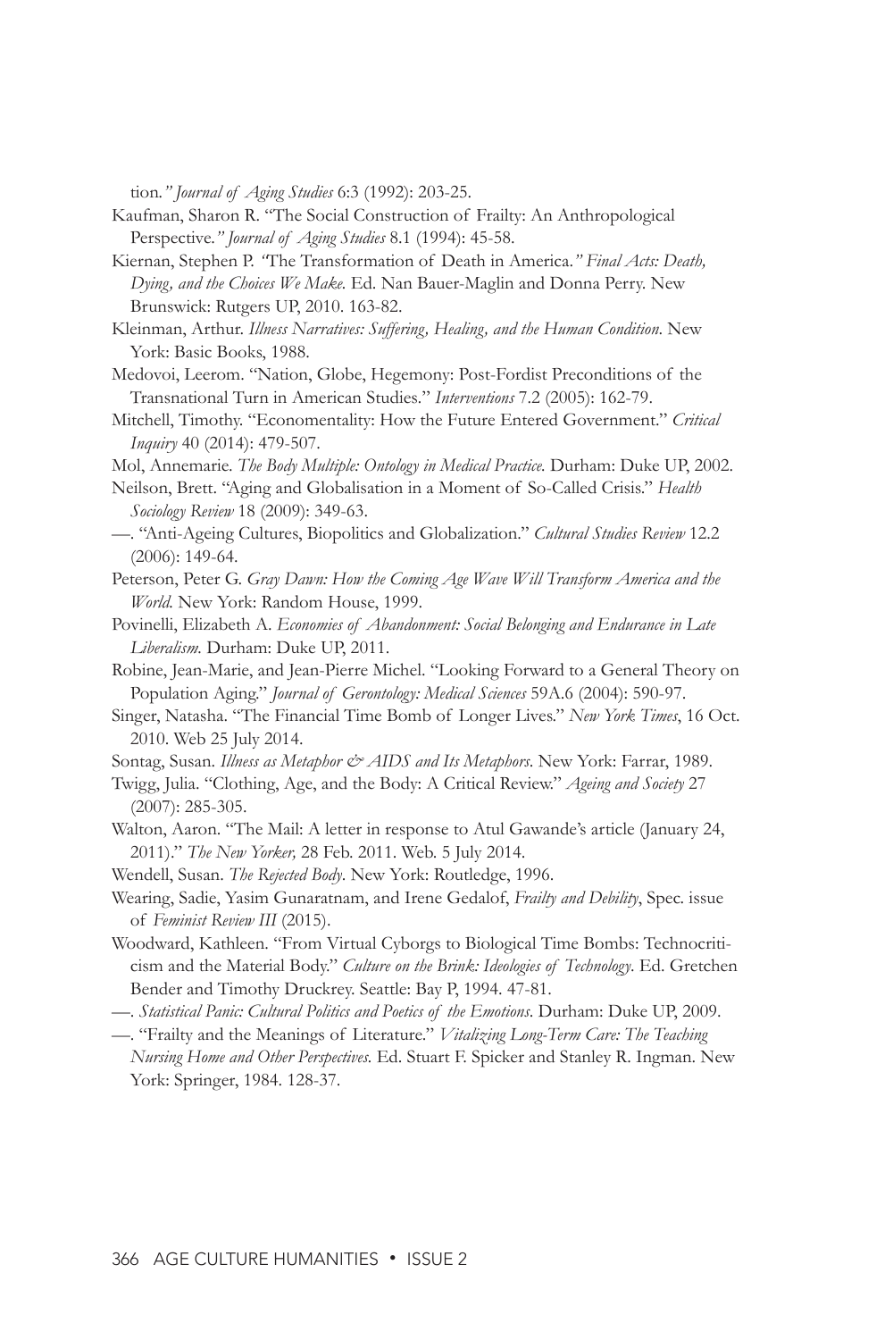tion*." Journal of Aging Studies* 6:3 (1992): 203-25.

Kaufman, Sharon R. "The Social Construction of Frailty: An Anthropological Perspective*." Journal of Aging Studies* 8.1 (1994): 45-58.

Kiernan, Stephen P. *"*The Transformation of Death in America*." Final Acts: Death, Dying, and the Choices We Make.* Ed. Nan Bauer-Maglin and Donna Perry. New Brunswick: Rutgers UP, 2010. 163-82.

Kleinman, Arthur. *Illness Narratives: Suffering, Healing, and the Human Condition*. New York: Basic Books, 1988.

Medovoi, Leerom. "Nation, Globe, Hegemony: Post-Fordist Preconditions of the Transnational Turn in American Studies." *Interventions* 7.2 (2005): 162-79.

Mitchell, Timothy. "Economentality: How the Future Entered Government." *Critical Inquiry* 40 (2014): 479-507.

Mol, Annemarie. *The Body Multiple: Ontology in Medical Practice.* Durham: Duke UP, 2002.

Neilson, Brett. "Aging and Globalisation in a Moment of So-Called Crisis." *Health Sociology Review* 18 (2009): 349-63.

—. "Anti-Ageing Cultures, Biopolitics and Globalization." *Cultural Studies Review* 12.2 (2006): 149-64.

Peterson, Peter G. *Gray Dawn: How the Coming Age Wave Will Transform America and the World.* New York: Random House, 1999.

Povinelli, Elizabeth A. *Economies of Abandonment: Social Belonging and Endurance in Late Liberalism.* Durham: Duke UP, 2011.

Robine, Jean-Marie, and Jean-Pierre Michel. "Looking Forward to a General Theory on Population Aging." *Journal of Gerontology: Medical Sciences* 59A.6 (2004): 590-97.

Singer, Natasha. "The Financial Time Bomb of Longer Lives." *New York Times*, 16 Oct. 2010. Web 25 July 2014.

Sontag, Susan. *Illness as Metaphor & AIDS and Its Metaphors*. New York: Farrar, 1989.

Twigg, Julia. "Clothing, Age, and the Body: A Critical Review." *Ageing and Society* 27 (2007): 285-305.

Walton, Aaron. "The Mail: A letter in response to Atul Gawande's article (January 24, 2011)." *The New Yorker,* 28 Feb. 2011. Web. 5 July 2014.

Wendell, Susan. *The Rejected Body*. New York: Routledge, 1996.

Wearing, Sadie, Yasim Gunaratnam, and Irene Gedalof, *Frailty and Debility*, Spec. issue of *Feminist Review III* (2015).

Woodward, Kathleen. "From Virtual Cyborgs to Biological Time Bombs: Technocriticism and the Material Body." *Culture on the Brink: Ideologies of Technology*. Ed. Gretchen Bender and Timothy Druckrey. Seattle: Bay P, 1994. 47-81.

—. *Statistical Panic: Cultural Politics and Poetics of the Emotions*. Durham: Duke UP, 2009.

—. "Frailty and the Meanings of Literature." *Vitalizing Long-Term Care: The Teaching Nursing Home and Other Perspectives.* Ed. Stuart F. Spicker and Stanley R. Ingman. New York: Springer, 1984. 128-37.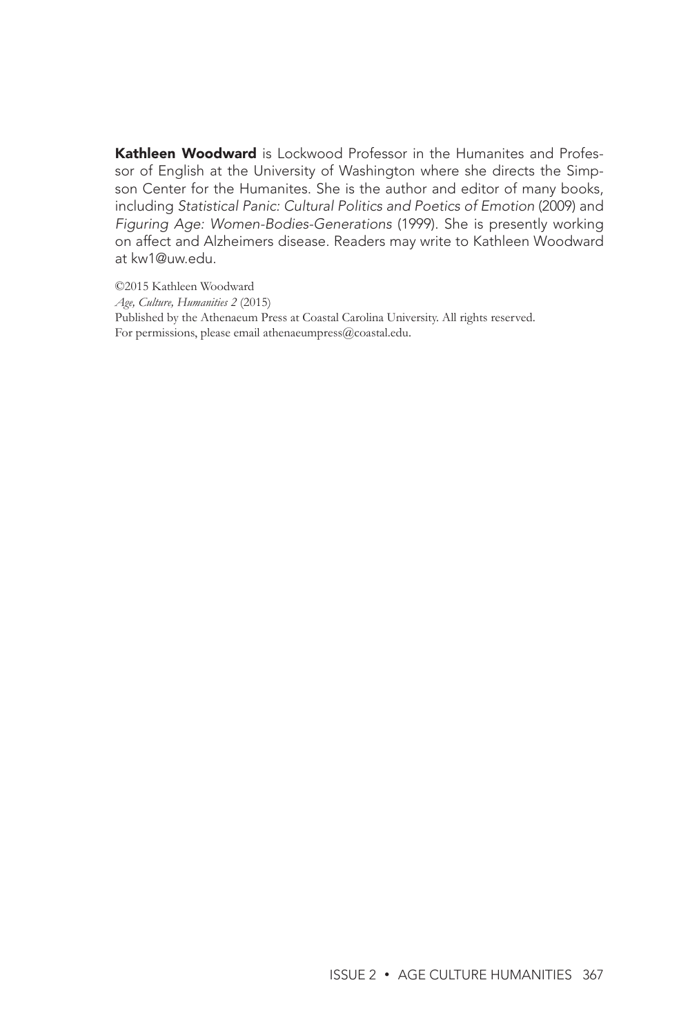**Kathleen Woodward** is Lockwood Professor in the Humanites and Professor of English at the University of Washington where she directs the Simpson Center for the Humanites. She is the author and editor of many books, including *Statistical Panic: Cultural Politics and Poetics of Emotion* (2009) and *Figuring Age: Women-Bodies-Generations* (1999). She is presently working on affect and Alzheimers disease. Readers may write to Kathleen Woodward at kw1@uw.edu.

©2015 Kathleen Woodward
*Age, Culture, Humanities 2* (2015)
Published by the Athenaeum Press at Coastal Carolina University. All rights reserved.
For permissions, please email athenaeumpress@coastal.edu.